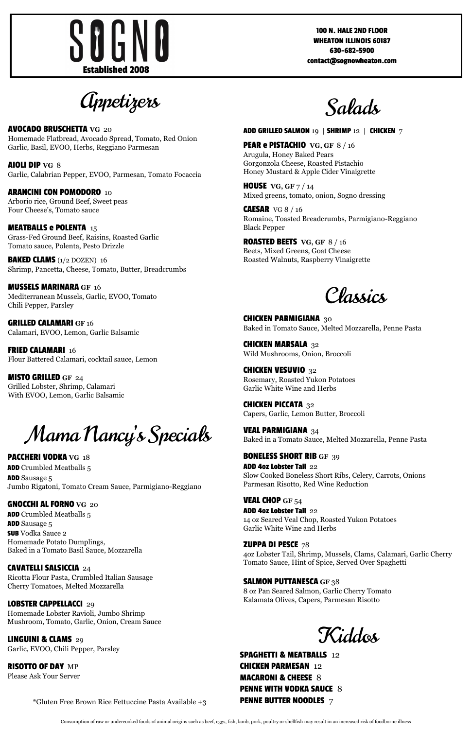# SOGNO

**Established 2008**

**100 N. HALE 2ND FLOOR**
**WHEATON ILLINOIS 60187**
**630-682-5900**
**contact@sognowheaton.com**

## Appetizers

**AVOCADO BRUSCHETTA** **VG** 20
Homemade Flatbread, Avocado Spread, Tomato, Red Onion Garlic, Basil, EVOO, Herbs, Reggiano Parmesan

**AIOLI DIP** **VG** 8
Garlic, Calabrian Pepper, EVOO, Parmesan, Tomato Focaccia

**ARANCINI CON POMODORO** 10
Arborio rice, Ground Beef, Sweet peas
Four Cheese's, Tomato sauce

**MEATBALLS e POLENTA** 15
Grass-Fed Ground Beef, Raisins, Roasted Garlic
Tomato sauce, Polenta, Pesto Drizzle

**BAKED CLAMS** (1/2 DOZEN) 16
Shrimp, Pancetta, Cheese, Tomato, Butter, Breadcrumbs

**MUSSELS MARINARA** **GF** 16
Mediterranean Mussels, Garlic, EVOO, Tomato
Chili Pepper, Parsley

**GRILLED CALAMARI** **GF** 16
Calamari, EVOO, Lemon, Garlic Balsamic

**FRIED CALAMARI** 16
Flour Battered Calamari, cocktail sauce, Lemon

**MISTO GRILLED** **GF** 24
Grilled Lobster, Shrimp, Calamari
With EVOO, Lemon, Garlic Balsamic

## Mama Nancy's Specials

**PACCHERI VODKA** **VG** 18
**ADD** Crumbled Meatballs 5
**ADD** Sausage 5
Jumbo Rigatoni, Tomato Cream Sauce, Parmigiano-Reggiano

**GNOCCHI AL FORNO** **VG** 20
**ADD** Crumbled Meatballs 5
**ADD** Sausage 5
**SUB** Vodka Sauce 2
Homemade Potato Dumplings,
Baked in a Tomato Basil Sauce, Mozzarella

**CAVATELLI SALSICCIA** 24
Ricotta Flour Pasta, Crumbled Italian Sausage
Cherry Tomatoes, Melted Mozzarella

**LOBSTER CAPPELLACCI** 29
Homemade Lobster Ravioli, Jumbo Shrimp
Mushroom, Tomato, Garlic, Onion, Cream Sauce

**LINGUINI & CLAMS** 29
Garlic, EVOO, Chili Pepper, Parsley

**RISOTTO OF DAY** MP
Please Ask Your Server

*Gluten Free Brown Rice Fettuccine Pasta Available +3

## Salads

**ADD GRILLED SALMON** 19 | **SHRIMP** 12 | **CHICKEN** 7

**PEAR e PISTACHIO** **VG, GF** 8 / 16
Arugula, Honey Baked Pears
Gorgonzola Cheese, Roasted Pistachio
Honey Mustard & Apple Cider Vinaigrette

**HOUSE** **VG, GF** 7 / 14
Mixed greens, tomato, onion, Sogno dressing

**CAESAR** VG 8 / 16
Romaine, Toasted Breadcrumbs, Parmigiano-Reggiano
Black Pepper

**ROASTED BEETS** **VG, GF** 8 / 16
Beets, Mixed Greens, Goat Cheese
Roasted Walnuts, Raspberry Vinaigrette

## Classics

**CHICKEN PARMIGIANA** 30
Baked in Tomato Sauce, Melted Mozzarella, Penne Pasta

**CHICKEN MARSALA** 32
Wild Mushrooms, Onion, Broccoli

**CHICKEN VESUVIO** 32
Rosemary, Roasted Yukon Potatoes
Garlic White Wine and Herbs

**CHICKEN PICCATA** 32
Capers, Garlic, Lemon Butter, Broccoli

**VEAL PARMIGIANA** 34
Baked in a Tomato Sauce, Melted Mozzarella, Penne Pasta

**BONELESS SHORT RIB** **GF** 39
**ADD 4oz Lobster Tail** 22
Slow Cooked Boneless Short Ribs, Celery, Carrots, Onions
Parmesan Risotto, Red Wine Reduction

**VEAL CHOP** **GF** 54
**ADD 4oz Lobster Tail** 22
14 oz Seared Veal Chop, Roasted Yukon Potatoes
Garlic White Wine and Herbs

**ZUPPA DI PESCE** 78
4oz Lobster Tail, Shrimp, Mussels, Clams, Calamari, Garlic Cherry Tomato Sauce, Hint of Spice, Served Over Spaghetti

**SALMON PUTTANESCA** **GF** 38
8 oz Pan Seared Salmon, Garlic Cherry Tomato
Kalamata Olives, Capers, Parmesan Risotto

## Kiddos

**SPAGHETTI & MEATBALLS** 12
**CHICKEN PARMESAN** 12
**MACARONI & CHEESE** 8
**PENNE WITH VODKA SAUCE** 8
**PENNE BUTTER NOODLES** 7

Consumption of raw or undercooked foods of animal origins such as beef, eggs, fish, lamb, pork, poultry or shellfish may result in an increased risk of foodborne illness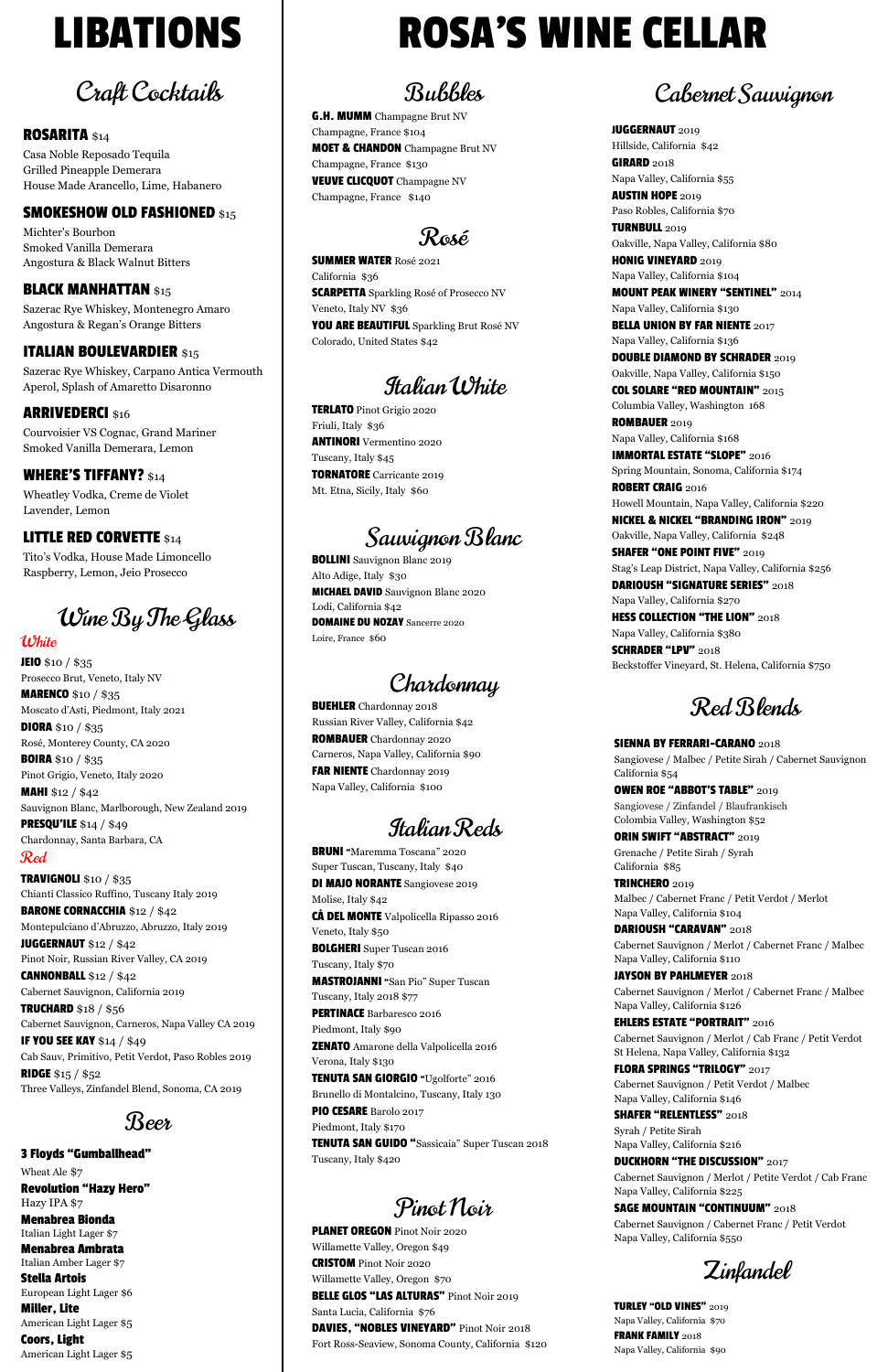# LIBATIONS

## Craft Cocktails

**ROSARITA** $14
Casa Noble Reposado Tequila
Grilled Pineapple Demerara
House Made Arancello, Lime, Habanero

**SMOKESHOW OLD FASHIONED** $15
Michter's Bourbon
Smoked Vanilla Demerara
Angostura & Black Walnut Bitters

**BLACK MANHATTAN** $15
Sazerac Rye Whiskey, Montenegro Amaro
Angostura & Regan's Orange Bitters

**ITALIAN BOULEVARDIER** $15
Sazerac Rye Whiskey, Carpano Antica Vermouth
Aperol, Splash of Amaretto Disaronno

**ARRIVEDERCI** $16
Courvoisier VS Cognac, Grand Mariner
Smoked Vanilla Demerara, Lemon

**WHERE'S TIFFANY?** $14
Wheatley Vodka, Creme de Violet
Lavender, Lemon

**LITTLE RED CORVETTE** $14
Tito's Vodka, House Made Limoncello
Raspberry, Lemon, Jeio Prosecco

## Wine By The Glass

### White

**JEIO** $10 / $35
Prosecco Brut, Veneto, Italy NV

**MARENCO** $10 / $35
Moscato d'Asti, Piedmont, Italy 2021

**DIORA** $10 / $35
Rosé, Monterey County, CA 2020

**BOIRA** $10 / $35
Pinot Grigio, Veneto, Italy 2020

**MAHI** $12 / $42
Sauvignon Blanc, Marlborough, New Zealand 2019

**PRESQU'ILE** $14 / $49
Chardonnay, Santa Barbara, CA

### Red

**TRAVIGNOLI** $10 / $35
Chianti Classico Ruffino, Tuscany Italy 2019

**BARONE CORNACCHIA** $12 / $42
Montepulciano d'Abruzzo, Abruzzo, Italy 2019

**JUGGERNAUT** $12 / $42
Pinot Noir, Russian River Valley, CA 2019

**CANNONBALL** $12 / $42
Cabernet Sauvignon, California 2019

**TRUCHARD** $18 / $56
Cabernet Sauvignon, Carneros, Napa Valley CA 2019

**IF YOU SEE KAY** $14 / $49
Cab Sauv, Primitivo, Petit Verdot, Paso Robles 2019

**RIDGE** $15 / $52
Three Valleys, Zinfandel Blend, Sonoma, CA 2019

## Beer

**3 Floyds "Gumballhead"**
Wheat Ale $7

**Revolution "Hazy Hero"**
Hazy IPA $7

**Menabrea Bionda**
Italian Light Lager $7

**Menabrea Ambrata**
Italian Amber Lager $7

**Stella Artois**
European Light Lager $6

**Miller, Lite**
American Light Lager $5

**Coors, Light**
American Light Lager $5

# ROSA'S WINE CELLAR

## Bubbles

**G.H. MUMM** Champagne Brut NV
Champagne, France $104

**MOET & CHANDON** Champagne Brut NV
Champagne, France $130

**VEUVE CLICQUOT** Champagne NV
Champagne, France $140

## Rosé

**SUMMER WATER** Rosé 2021
California $36

**SCARPETTA** Sparkling Rosé of Prosecco NV
Veneto, Italy NV $36

**YOU ARE BEAUTIFUL** Sparkling Brut Rosé NV
Colorado, United States $42

## Italian White

**TERLATO** Pinot Grigio 2020
Friuli, Italy $36

**ANTINORI** Vermentino 2020
Tuscany, Italy $45

**TORNATORE** Carricante 2019
Mt. Etna, Sicily, Italy $60

## Sauvignon Blanc

**BOLLINI** Sauvignon Blanc 2019
Alto Adige, Italy $30

**MICHAEL DAVID** Sauvignon Blanc 2020
Lodi, California $42

**DOMAINE DU NOZAY** Sancerre 2020
Loire, France $60

## Chardonnay

**BUEHLER** Chardonnay 2018
Russian River Valley, California $42

**ROMBAUER** Chardonnay 2020
Carneros, Napa Valley, California $90

**FAR NIENTE** Chardonnay 2019
Napa Valley, California $100

## Italian Reds

**BRUNI** "Maremma Toscana" 2020
Super Tuscan, Tuscany, Italy $40

**DI MAJO NORANTE** Sangiovese 2019
Molise, Italy $42

**CÀ DEL MONTE** Valpolicella Ripasso 2016
Veneto, Italy $50

**BOLGHERI** Super Tuscan 2016
Tuscany, Italy $70

**MASTROJANNI** "San Pio" Super Tuscan
Tuscany, Italy 2018 $77

**PERTINACE** Barbaresco 2016
Piedmont, Italy $90

**ZENATO** Amarone della Valpolicella 2016
Verona, Italy $130

**TENUTA SAN GIORGIO** "Ugolforte" 2016
Brunello di Montalcino, Tuscany, Italy 130

**PIO CESARE** Barolo 2017
Piedmont, Italy $170

**TENUTA SAN GUIDO** "Sassicaia" Super Tuscan 2018
Tuscany, Italy $420

## Pinot Noir

**PLANET OREGON** Pinot Noir 2020
Willamette Valley, Oregon $49

**CRISTOM** Pinot Noir 2020
Willamette Valley, Oregon $70

**BELLE GLOS "LAS ALTURAS"** Pinot Noir 2019
Santa Lucia, California $76

**DAVIES, "NOBLES VINEYARD"** Pinot Noir 2018
Fort Ross-Seaview, Sonoma County, California $120

## Cabernet Sauvignon

**JUGGERNAUT** 2019
Hillside, California $42

**GIRARD** 2018
Napa Valley, California $55

**AUSTIN HOPE** 2019
Paso Robles, California $70

**TURNBULL** 2019
Oakville, Napa Valley, California $80

**HONIG VINEYARD** 2019
Napa Valley, California $104

**MOUNT PEAK WINERY "SENTINEL"** 2014
Napa Valley, California $130

**BELLA UNION BY FAR NIENTE** 2017
Napa Valley, California $136

**DOUBLE DIAMOND BY SCHRADER** 2019
Oakville, Napa Valley, California $150

**COL SOLARE "RED MOUNTAIN"** 2015
Columbia Valley, Washington 168

**ROMBAUER** 2019
Napa Valley, California $168

**IMMORTAL ESTATE "SLOPE"** 2016
Spring Mountain, Sonoma, California $174

**ROBERT CRAIG** 2016
Howell Mountain, Napa Valley, California $220

**NICKEL & NICKEL "BRANDING IRON"** 2019
Oakville, Napa Valley, California $248

**SHAFER "ONE POINT FIVE"** 2019
Stag's Leap District, Napa Valley, California $256

**DARIOUSH "SIGNATURE SERIES"** 2018
Napa Valley, California $270

**HESS COLLECTION "THE LION"** 2018
Napa Valley, California $380

**SCHRADER "LPV"** 2018
Beckstoffer Vineyard, St. Helena, California $750

## Red Blends

**SIENNA BY FERRARI-CARANO** 2018
Sangiovese / Malbec / Petite Sirah / Cabernet Sauvignon
California $54

**OWEN ROE "ABBOT'S TABLE"** 2019
Sangiovese / Zinfandel / Blaufrankisch
Colombia Valley, Washington $52

**ORIN SWIFT "ABSTRACT"** 2019
Grenache / Petite Sirah / Syrah
California $85

**TRINCHERO** 2019
Malbec / Cabernet Franc / Petit Verdot / Merlot
Napa Valley, California $104

**DARIOUSH "CARAVAN"** 2018
Cabernet Sauvignon / Merlot / Cabernet Franc / Malbec
Napa Valley, California $110

**JAYSON BY PAHLMEYER** 2018
Cabernet Sauvignon / Merlot / Cabernet Franc / Malbec
Napa Valley, California $126

**EHLERS ESTATE "PORTRAIT"** 2016
Cabernet Sauvignon / Merlot / Cab Franc / Petit Verdot
St Helena, Napa Valley, California $132

**FLORA SPRINGS "TRILOGY"** 2017
Cabernet Sauvignon / Petit Verdot / Malbec
Napa Valley, California $146

**SHAFER "RELENTLESS"** 2018
Syrah / Petite Sirah
Napa Valley, California $216

**DUCKHORN "THE DISCUSSION"** 2017
Cabernet Sauvignon / Merlot / Petite Verdot / Cab Franc
Napa Valley, California $225

**SAGE MOUNTAIN "CONTINUUM"** 2018
Cabernet Sauvignon / Cabernet Franc / Petit Verdot
Napa Valley, California $550

## Zinfandel

**TURLEY "OLD VINES"** 2019
Napa Valley, California $70

**FRANK FAMILY** 2018
Napa Valley, California $90